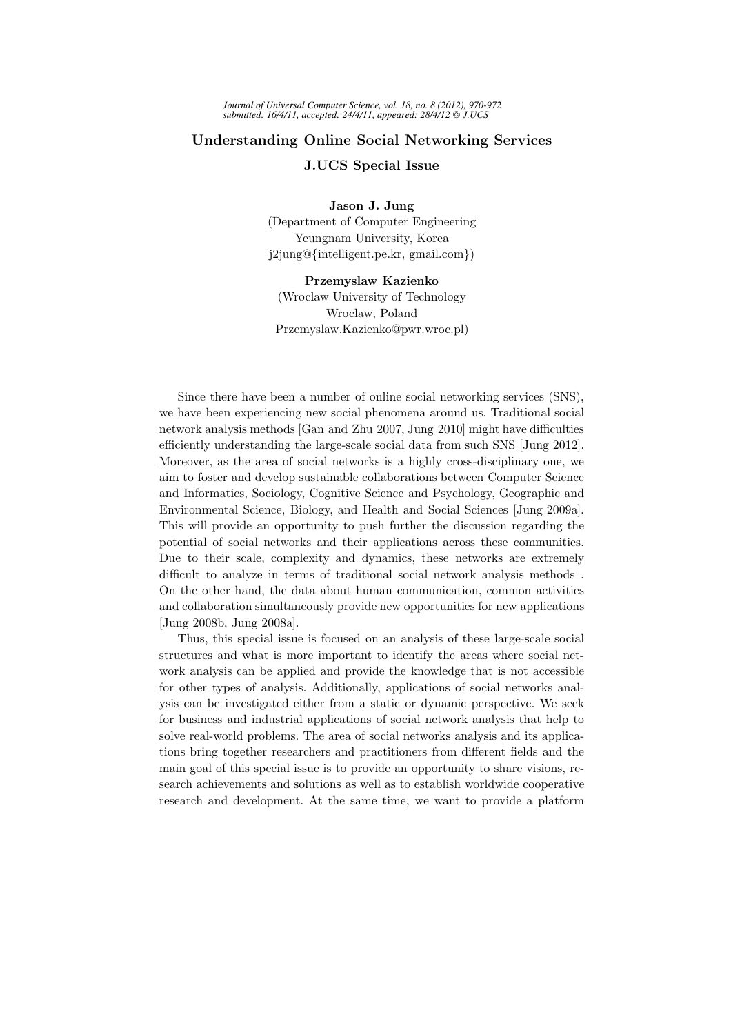# Understanding Online Social Networking Services

## J.UCS Special Issue

**Jason J. Jung**
(Department of Computer Engineering
Yeungnam University, Korea
j2jung@{intelligent.pe.kr, gmail.com})

**Przemyslaw Kazienko**
(Wroclaw University of Technology
Wroclaw, Poland
Przemyslaw.Kazienko@pwr.wroc.pl)

Since there have been a number of online social networking services (SNS), we have been experiencing new social phenomena around us. Traditional social network analysis methods [Gan and Zhu 2007, Jung 2010] might have difficulties efficiently understanding the large-scale social data from such SNS [Jung 2012]. Moreover, as the area of social networks is a highly cross-disciplinary one, we aim to foster and develop sustainable collaborations between Computer Science and Informatics, Sociology, Cognitive Science and Psychology, Geographic and Environmental Science, Biology, and Health and Social Sciences [Jung 2009a]. This will provide an opportunity to push further the discussion regarding the potential of social networks and their applications across these communities. Due to their scale, complexity and dynamics, these networks are extremely difficult to analyze in terms of traditional social network analysis methods . On the other hand, the data about human communication, common activities and collaboration simultaneously provide new opportunities for new applications [Jung 2008b, Jung 2008a].

Thus, this special issue is focused on an analysis of these large-scale social structures and what is more important to identify the areas where social network analysis can be applied and provide the knowledge that is not accessible for other types of analysis. Additionally, applications of social networks analysis can be investigated either from a static or dynamic perspective. We seek for business and industrial applications of social network analysis that help to solve real-world problems. The area of social networks analysis and its applications bring together researchers and practitioners from different fields and the main goal of this special issue is to provide an opportunity to share visions, research achievements and solutions as well as to establish worldwide cooperative research and development. At the same time, we want to provide a platform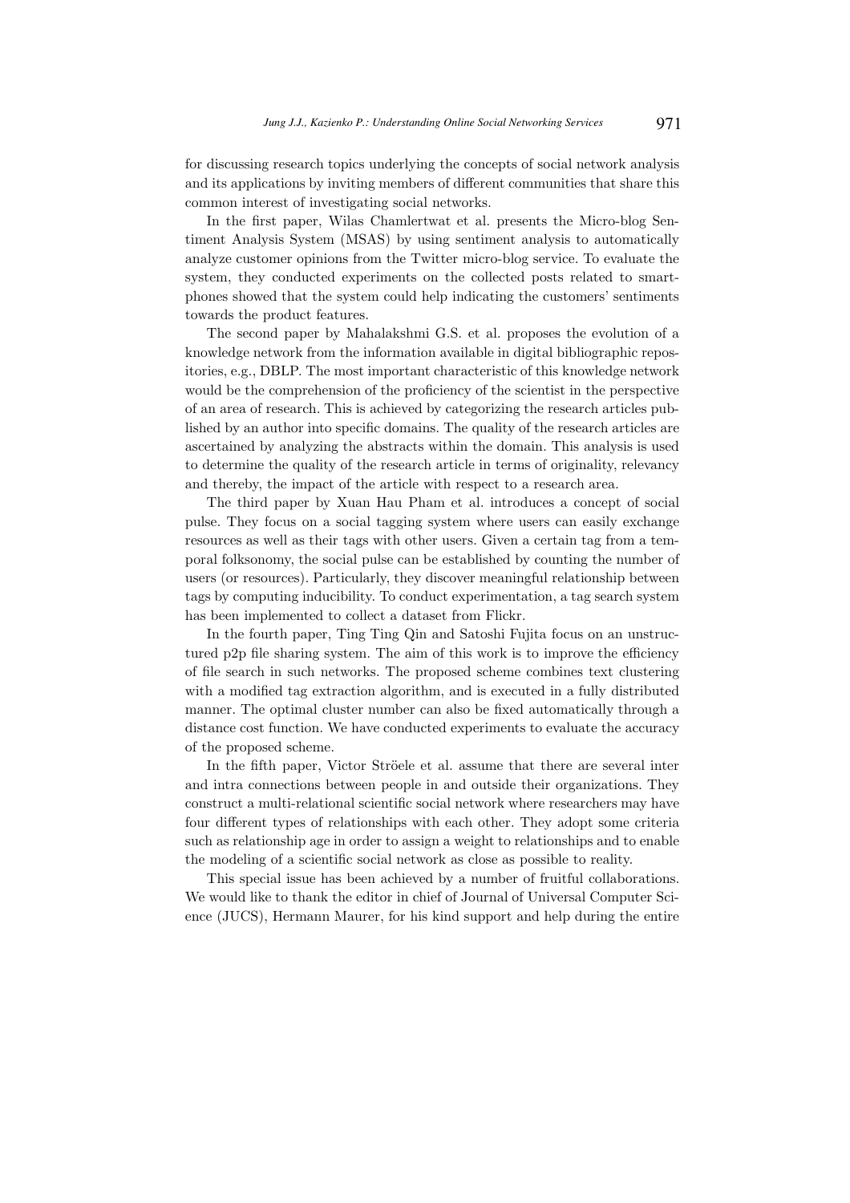for discussing research topics underlying the concepts of social network analysis and its applications by inviting members of different communities that share this common interest of investigating social networks.

In the first paper, Wilas Chamlertwat et al. presents the Micro-blog Sentiment Analysis System (MSAS) by using sentiment analysis to automatically analyze customer opinions from the Twitter micro-blog service. To evaluate the system, they conducted experiments on the collected posts related to smartphones showed that the system could help indicating the customers' sentiments towards the product features.

The second paper by Mahalakshmi G.S. et al. proposes the evolution of a knowledge network from the information available in digital bibliographic repositories, e.g., DBLP. The most important characteristic of this knowledge network would be the comprehension of the proficiency of the scientist in the perspective of an area of research. This is achieved by categorizing the research articles published by an author into specific domains. The quality of the research articles are ascertained by analyzing the abstracts within the domain. This analysis is used to determine the quality of the research article in terms of originality, relevancy and thereby, the impact of the article with respect to a research area.

The third paper by Xuan Hau Pham et al. introduces a concept of social pulse. They focus on a social tagging system where users can easily exchange resources as well as their tags with other users. Given a certain tag from a temporal folksonomy, the social pulse can be established by counting the number of users (or resources). Particularly, they discover meaningful relationship between tags by computing inducibility. To conduct experimentation, a tag search system has been implemented to collect a dataset from Flickr.

In the fourth paper, Ting Ting Qin and Satoshi Fujita focus on an unstructured p2p file sharing system. The aim of this work is to improve the efficiency of file search in such networks. The proposed scheme combines text clustering with a modified tag extraction algorithm, and is executed in a fully distributed manner. The optimal cluster number can also be fixed automatically through a distance cost function. We have conducted experiments to evaluate the accuracy of the proposed scheme.

In the fifth paper, Victor Ströele et al. assume that there are several inter and intra connections between people in and outside their organizations. They construct a multi-relational scientific social network where researchers may have four different types of relationships with each other. They adopt some criteria such as relationship age in order to assign a weight to relationships and to enable the modeling of a scientific social network as close as possible to reality.

This special issue has been achieved by a number of fruitful collaborations. We would like to thank the editor in chief of Journal of Universal Computer Science (JUCS), Hermann Maurer, for his kind support and help during the entire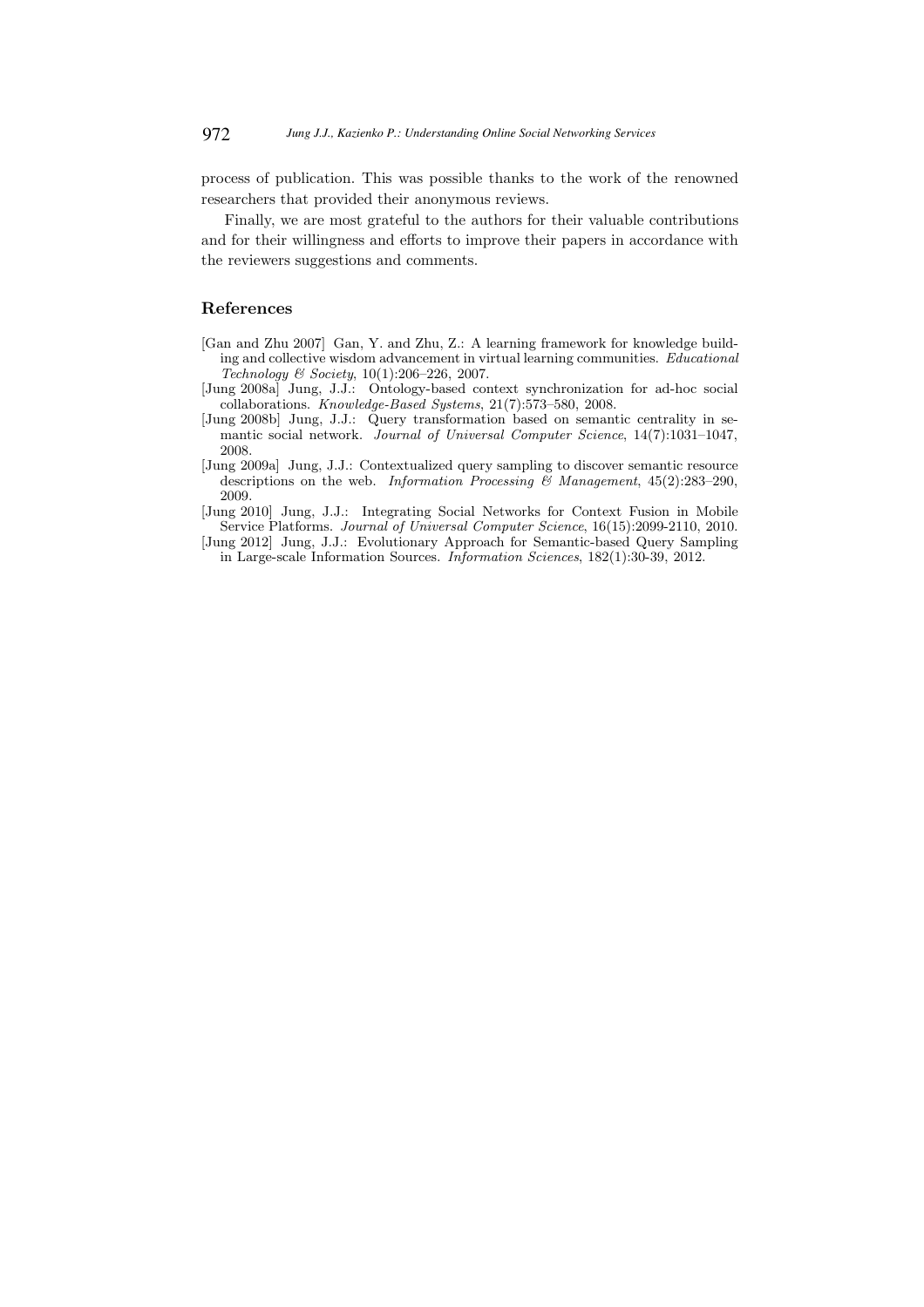process of publication. This was possible thanks to the work of the renowned researchers that provided their anonymous reviews.

Finally, we are most grateful to the authors for their valuable contributions and for their willingness and efforts to improve their papers in accordance with the reviewers suggestions and comments.

## References

[Gan and Zhu 2007] Gan, Y. and Zhu, Z.: A learning framework for knowledge building and collective wisdom advancement in virtual learning communities. *Educational Technology & Society*, 10(1):206–226, 2007.

[Jung 2008a] Jung, J.J.: Ontology-based context synchronization for ad-hoc social collaborations. *Knowledge-Based Systems*, 21(7):573–580, 2008.

[Jung 2008b] Jung, J.J.: Query transformation based on semantic centrality in semantic social network. *Journal of Universal Computer Science*, 14(7):1031–1047, 2008.

[Jung 2009a] Jung, J.J.: Contextualized query sampling to discover semantic resource descriptions on the web. *Information Processing & Management*, 45(2):283–290, 2009.

[Jung 2010] Jung, J.J.: Integrating Social Networks for Context Fusion in Mobile Service Platforms. *Journal of Universal Computer Science*, 16(15):2099-2110, 2010.

[Jung 2012] Jung, J.J.: Evolutionary Approach for Semantic-based Query Sampling in Large-scale Information Sources. *Information Sciences*, 182(1):30-39, 2012.